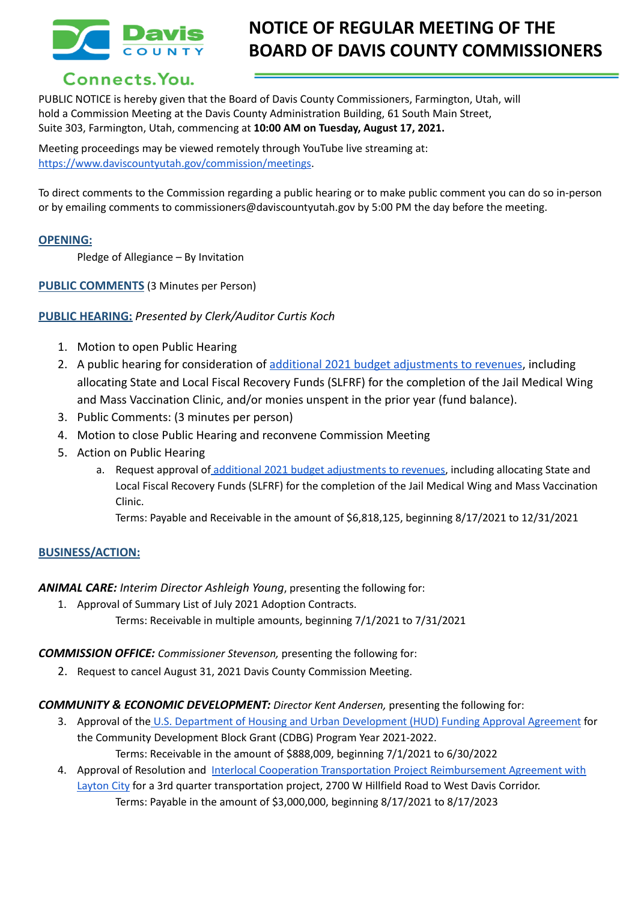# NOTICE OF REGULAR MEETING OF THE BOARD OF DAVIS COUNTY COMMISSIONERS

Davis COUNTY Connects.You.

PUBLIC NOTICE is hereby given that the Board of Davis County Commissioners, Farmington, Utah, will hold a Commission Meeting at the Davis County Administration Building, 61 South Main Street, Suite 303, Farmington, Utah, commencing at **10:00 AM on Tuesday, August 17, 2021.**

Meeting proceedings may be viewed remotely through YouTube live streaming at: https://www.daviscountyutah.gov/commission/meetings.

To direct comments to the Commission regarding a public hearing or to make public comment you can do so in-person or by emailing comments to commissioners@daviscountyutah.gov by 5:00 PM the day before the meeting.

## OPENING:

Pledge of Allegiance – By Invitation

## PUBLIC COMMENTS (3 Minutes per Person)

## PUBLIC HEARING: *Presented by Clerk/Auditor Curtis Koch*

1. Motion to open Public Hearing
2. A public hearing for consideration of additional 2021 budget adjustments to revenues, including allocating State and Local Fiscal Recovery Funds (SLFRF) for the completion of the Jail Medical Wing and Mass Vaccination Clinic, and/or monies unspent in the prior year (fund balance).
3. Public Comments: (3 minutes per person)
4. Motion to close Public Hearing and reconvene Commission Meeting
5. Action on Public Hearing
   a. Request approval of additional 2021 budget adjustments to revenues, including allocating State and Local Fiscal Recovery Funds (SLFRF) for the completion of the Jail Medical Wing and Mass Vaccination Clinic.
      Terms: Payable and Receivable in the amount of $6,818,125, beginning 8/17/2021 to 12/31/2021

## BUSINESS/ACTION:

***ANIMAL CARE:*** *Interim Director Ashleigh Young*, presenting the following for:

1. Approval of Summary List of July 2021 Adoption Contracts.
   Terms: Receivable in multiple amounts, beginning 7/1/2021 to 7/31/2021

***COMMISSION OFFICE:*** *Commissioner Stevenson,* presenting the following for:

2. Request to cancel August 31, 2021 Davis County Commission Meeting.

***COMMUNITY & ECONOMIC DEVELOPMENT:*** *Director Kent Andersen,* presenting the following for:

3. Approval of the U.S. Department of Housing and Urban Development (HUD) Funding Approval Agreement for the Community Development Block Grant (CDBG) Program Year 2021-2022.
   Terms: Receivable in the amount of $888,009, beginning 7/1/2021 to 6/30/2022
4. Approval of Resolution and Interlocal Cooperation Transportation Project Reimbursement Agreement with Layton City for a 3rd quarter transportation project, 2700 W Hillfield Road to West Davis Corridor.
   Terms: Payable in the amount of $3,000,000, beginning 8/17/2021 to 8/17/2023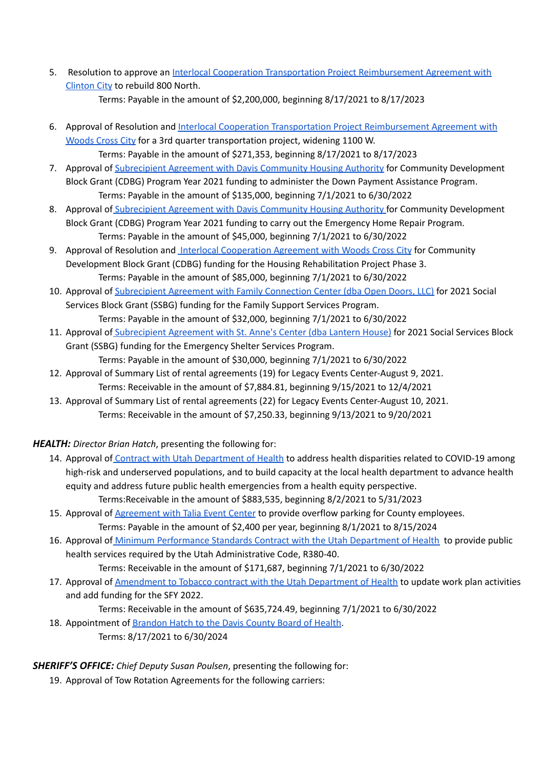5. Resolution to approve an Interlocal Cooperation Transportation Project Reimbursement Agreement with Clinton City to rebuild 800 North.

   Terms: Payable in the amount of $2,200,000, beginning 8/17/2021 to 8/17/2023

6. Approval of Resolution and Interlocal Cooperation Transportation Project Reimbursement Agreement with Woods Cross City for a 3rd quarter transportation project, widening 1100 W.

   Terms: Payable in the amount of $271,353, beginning 8/17/2021 to 8/17/2023
7. Approval of Subrecipient Agreement with Davis Community Housing Authority for Community Development Block Grant (CDBG) Program Year 2021 funding to administer the Down Payment Assistance Program.

   Terms: Payable in the amount of $135,000, beginning 7/1/2021 to 6/30/2022
8. Approval of Subrecipient Agreement with Davis Community Housing Authority for Community Development Block Grant (CDBG) Program Year 2021 funding to carry out the Emergency Home Repair Program.

   Terms: Payable in the amount of $45,000, beginning 7/1/2021 to 6/30/2022
9. Approval of Resolution and Interlocal Cooperation Agreement with Woods Cross City for Community Development Block Grant (CDBG) funding for the Housing Rehabilitation Project Phase 3.

   Terms: Payable in the amount of $85,000, beginning 7/1/2021 to 6/30/2022
10. Approval of Subrecipient Agreement with Family Connection Center (dba Open Doors, LLC) for 2021 Social Services Block Grant (SSBG) funding for the Family Support Services Program.

    Terms: Payable in the amount of $32,000, beginning 7/1/2021 to 6/30/2022
11. Approval of Subrecipient Agreement with St. Anne's Center (dba Lantern House) for 2021 Social Services Block Grant (SSBG) funding for the Emergency Shelter Services Program.

    Terms: Payable in the amount of $30,000, beginning 7/1/2021 to 6/30/2022
12. Approval of Summary List of rental agreements (19) for Legacy Events Center-August 9, 2021.

    Terms: Receivable in the amount of $7,884.81, beginning 9/15/2021 to 12/4/2021
13. Approval of Summary List of rental agreements (22) for Legacy Events Center-August 10, 2021.

    Terms: Receivable in the amount of $7,250.33, beginning 9/13/2021 to 9/20/2021

***HEALTH:*** *Director Brian Hatch*, presenting the following for:

14. Approval of Contract with Utah Department of Health to address health disparities related to COVID-19 among high-risk and underserved populations, and to build capacity at the local health department to advance health equity and address future public health emergencies from a health equity perspective.

    Terms:Receivable in the amount of $883,535, beginning 8/2/2021 to 5/31/2023
15. Approval of Agreement with Talia Event Center to provide overflow parking for County employees.

    Terms: Payable in the amount of $2,400 per year, beginning 8/1/2021 to 8/15/2024
16. Approval of Minimum Performance Standards Contract with the Utah Department of Health to provide public health services required by the Utah Administrative Code, R380-40.

    Terms: Receivable in the amount of $171,687, beginning 7/1/2021 to 6/30/2022
17. Approval of Amendment to Tobacco contract with the Utah Department of Health to update work plan activities and add funding for the SFY 2022.

    Terms: Receivable in the amount of $635,724.49, beginning 7/1/2021 to 6/30/2022
18. Appointment of Brandon Hatch to the Davis County Board of Health.

    Terms: 8/17/2021 to 6/30/2024

***SHERIFF'S OFFICE:*** *Chief Deputy Susan Poulsen*, presenting the following for:

19. Approval of Tow Rotation Agreements for the following carriers: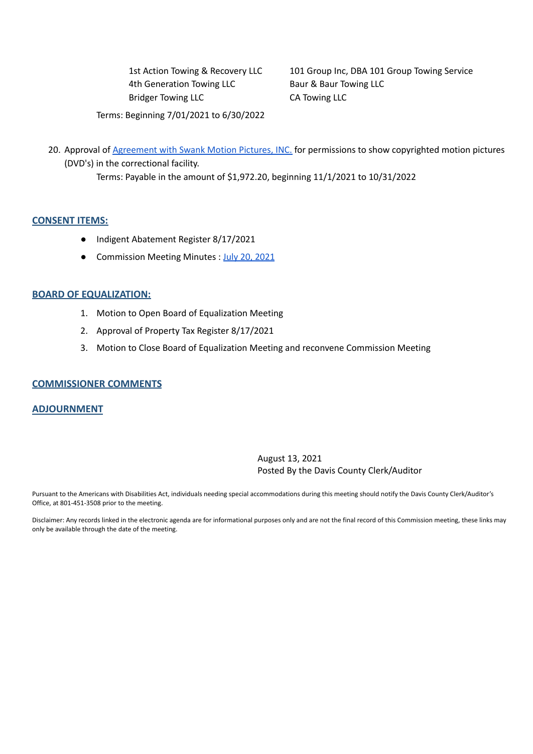1st Action Towing & Recovery LLC
4th Generation Towing LLC
Bridger Towing LLC
101 Group Inc, DBA 101 Group Towing Service
Baur & Baur Towing LLC
CA Towing LLC

Terms: Beginning 7/01/2021 to 6/30/2022

20. Approval of Agreement with Swank Motion Pictures, INC. for permissions to show copyrighted motion pictures (DVD's) in the correctional facility.
    Terms: Payable in the amount of $1,972.20, beginning 11/1/2021 to 10/31/2022

## CONSENT ITEMS:

- Indigent Abatement Register 8/17/2021
- Commission Meeting Minutes : July 20, 2021

## BOARD OF EQUALIZATION:

1. Motion to Open Board of Equalization Meeting
2. Approval of Property Tax Register 8/17/2021
3. Motion to Close Board of Equalization Meeting and reconvene Commission Meeting

## COMMISSIONER COMMENTS

## ADJOURNMENT

August 13, 2021
Posted By the Davis County Clerk/Auditor

Pursuant to the Americans with Disabilities Act, individuals needing special accommodations during this meeting should notify the Davis County Clerk/Auditor's Office, at 801-451-3508 prior to the meeting.

Disclaimer: Any records linked in the electronic agenda are for informational purposes only and are not the final record of this Commission meeting, these links may only be available through the date of the meeting.